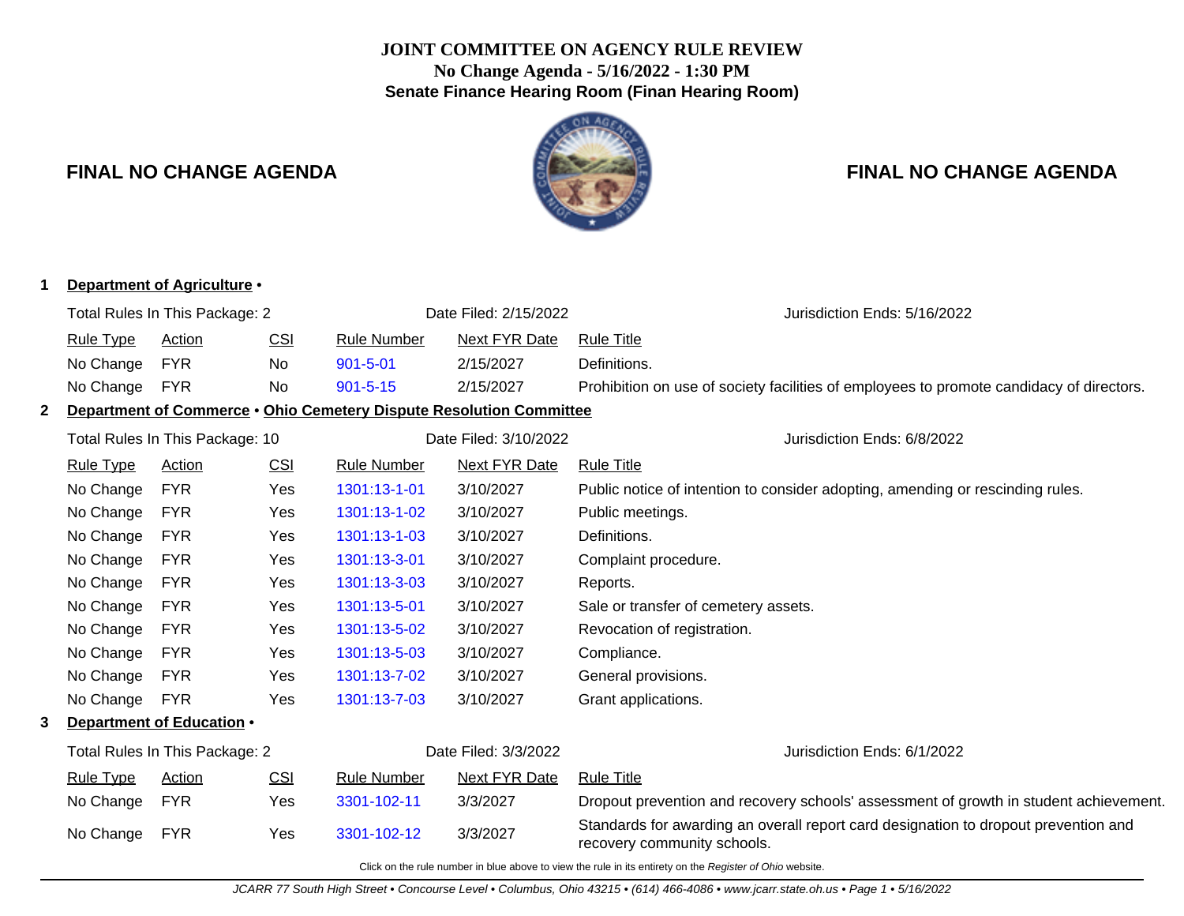# JOINT COMMITTEE ON AGENCY RULE REVIEW

**No Change Agenda - 5/16/2022 - 1:30 PM**

**Senate Finance Hearing Room (Finan Hearing Room)**

**FINAL NO CHANGE AGENDA** **FINAL NO CHANGE AGENDA**

## 1 Department of Agriculture •

Total Rules In This Package: 2 | Date Filed: 2/15/2022 | Jurisdiction Ends: 5/16/2022

| Rule Type | Action | CSI | Rule Number | Next FYR Date | Rule Title |
|---|---|---|---|---|---|
| No Change | FYR | No | 901-5-01 | 2/15/2027 | Definitions. |
| No Change | FYR | No | 901-5-15 | 2/15/2027 | Prohibition on use of society facilities of employees to promote candidacy of directors. |

## 2 Department of Commerce • Ohio Cemetery Dispute Resolution Committee

Total Rules In This Package: 10 | Date Filed: 3/10/2022 | Jurisdiction Ends: 6/8/2022

| Rule Type | Action | CSI | Rule Number | Next FYR Date | Rule Title |
|---|---|---|---|---|---|
| No Change | FYR | Yes | 1301:13-1-01 | 3/10/2027 | Public notice of intention to consider adopting, amending or rescinding rules. |
| No Change | FYR | Yes | 1301:13-1-02 | 3/10/2027 | Public meetings. |
| No Change | FYR | Yes | 1301:13-1-03 | 3/10/2027 | Definitions. |
| No Change | FYR | Yes | 1301:13-3-01 | 3/10/2027 | Complaint procedure. |
| No Change | FYR | Yes | 1301:13-3-03 | 3/10/2027 | Reports. |
| No Change | FYR | Yes | 1301:13-5-01 | 3/10/2027 | Sale or transfer of cemetery assets. |
| No Change | FYR | Yes | 1301:13-5-02 | 3/10/2027 | Revocation of registration. |
| No Change | FYR | Yes | 1301:13-5-03 | 3/10/2027 | Compliance. |
| No Change | FYR | Yes | 1301:13-7-02 | 3/10/2027 | General provisions. |
| No Change | FYR | Yes | 1301:13-7-03 | 3/10/2027 | Grant applications. |

## 3 Department of Education •

Total Rules In This Package: 2 | Date Filed: 3/3/2022 | Jurisdiction Ends: 6/1/2022

| Rule Type | Action | CSI | Rule Number | Next FYR Date | Rule Title |
|---|---|---|---|---|---|
| No Change | FYR | Yes | 3301-102-11 | 3/3/2027 | Dropout prevention and recovery schools' assessment of growth in student achievement. |
| No Change | FYR | Yes | 3301-102-12 | 3/3/2027 | Standards for awarding an overall report card designation to dropout prevention and recovery community schools. |

Click on the rule number in blue above to view the rule in its entirety on the *Register of Ohio* website.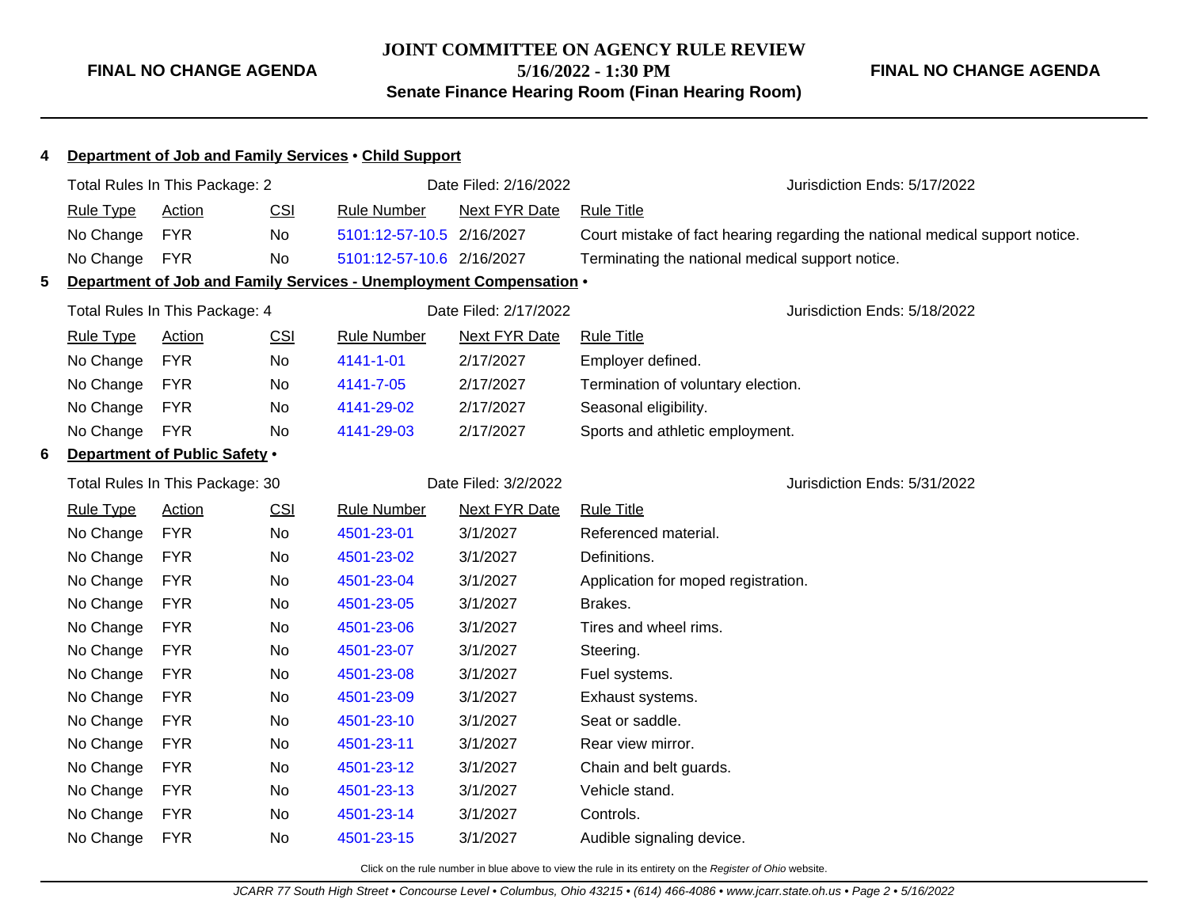**4 Department of Job and Family Services • Child Support**

Total Rules In This Package: 2 | Date Filed: 2/16/2022 | Jurisdiction Ends: 5/17/2022

| Rule Type | Action | CSI | Rule Number | Next FYR Date | Rule Title |
|---|---|---|---|---|---|
| No Change | FYR | No | 5101:12-57-10.5 | 2/16/2027 | Court mistake of fact hearing regarding the national medical support notice. |
| No Change | FYR | No | 5101:12-57-10.6 | 2/16/2027 | Terminating the national medical support notice. |

**5 Department of Job and Family Services - Unemployment Compensation •**

Total Rules In This Package: 4 | Date Filed: 2/17/2022 | Jurisdiction Ends: 5/18/2022

| Rule Type | Action | CSI | Rule Number | Next FYR Date | Rule Title |
|---|---|---|---|---|---|
| No Change | FYR | No | 4141-1-01 | 2/17/2027 | Employer defined. |
| No Change | FYR | No | 4141-7-05 | 2/17/2027 | Termination of voluntary election. |
| No Change | FYR | No | 4141-29-02 | 2/17/2027 | Seasonal eligibility. |
| No Change | FYR | No | 4141-29-03 | 2/17/2027 | Sports and athletic employment. |

**6 Department of Public Safety •**

Total Rules In This Package: 30 | Date Filed: 3/2/2022 | Jurisdiction Ends: 5/31/2022

| Rule Type | Action | CSI | Rule Number | Next FYR Date | Rule Title |
|---|---|---|---|---|---|
| No Change | FYR | No | 4501-23-01 | 3/1/2027 | Referenced material. |
| No Change | FYR | No | 4501-23-02 | 3/1/2027 | Definitions. |
| No Change | FYR | No | 4501-23-04 | 3/1/2027 | Application for moped registration. |
| No Change | FYR | No | 4501-23-05 | 3/1/2027 | Brakes. |
| No Change | FYR | No | 4501-23-06 | 3/1/2027 | Tires and wheel rims. |
| No Change | FYR | No | 4501-23-07 | 3/1/2027 | Steering. |
| No Change | FYR | No | 4501-23-08 | 3/1/2027 | Fuel systems. |
| No Change | FYR | No | 4501-23-09 | 3/1/2027 | Exhaust systems. |
| No Change | FYR | No | 4501-23-10 | 3/1/2027 | Seat or saddle. |
| No Change | FYR | No | 4501-23-11 | 3/1/2027 | Rear view mirror. |
| No Change | FYR | No | 4501-23-12 | 3/1/2027 | Chain and belt guards. |
| No Change | FYR | No | 4501-23-13 | 3/1/2027 | Vehicle stand. |
| No Change | FYR | No | 4501-23-14 | 3/1/2027 | Controls. |
| No Change | FYR | No | 4501-23-15 | 3/1/2027 | Audible signaling device. |

Click on the rule number in blue above to view the rule in its entirety on the *Register of Ohio* website.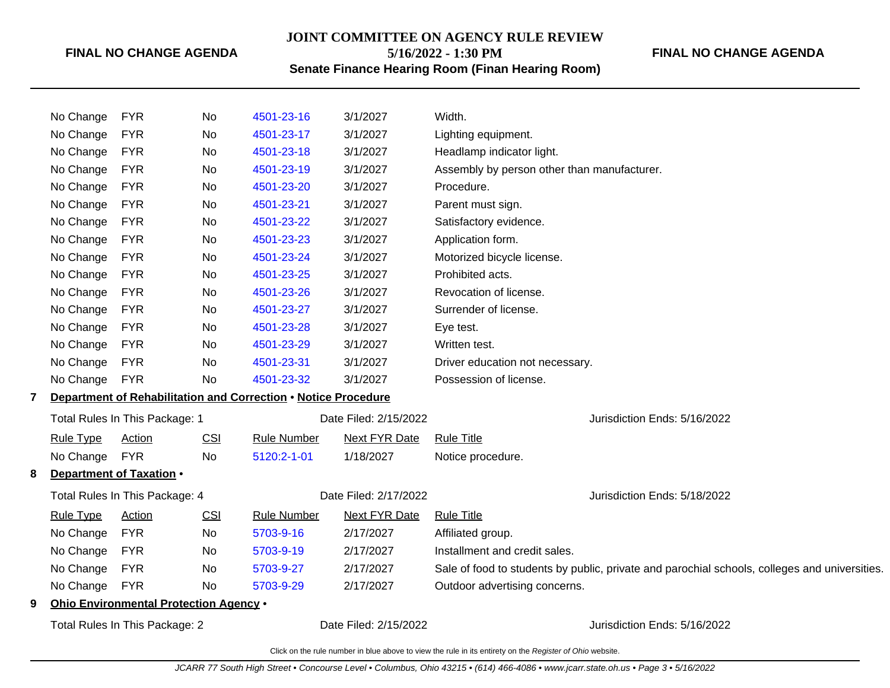| Rule Type | Action | CSI | Rule Number | Next FYR Date | Rule Title |
|---|---|---|---|---|---|
| No Change | FYR | No | 4501-23-16 | 3/1/2027 | Width. |
| No Change | FYR | No | 4501-23-17 | 3/1/2027 | Lighting equipment. |
| No Change | FYR | No | 4501-23-18 | 3/1/2027 | Headlamp indicator light. |
| No Change | FYR | No | 4501-23-19 | 3/1/2027 | Assembly by person other than manufacturer. |
| No Change | FYR | No | 4501-23-20 | 3/1/2027 | Procedure. |
| No Change | FYR | No | 4501-23-21 | 3/1/2027 | Parent must sign. |
| No Change | FYR | No | 4501-23-22 | 3/1/2027 | Satisfactory evidence. |
| No Change | FYR | No | 4501-23-23 | 3/1/2027 | Application form. |
| No Change | FYR | No | 4501-23-24 | 3/1/2027 | Motorized bicycle license. |
| No Change | FYR | No | 4501-23-25 | 3/1/2027 | Prohibited acts. |
| No Change | FYR | No | 4501-23-26 | 3/1/2027 | Revocation of license. |
| No Change | FYR | No | 4501-23-27 | 3/1/2027 | Surrender of license. |
| No Change | FYR | No | 4501-23-28 | 3/1/2027 | Eye test. |
| No Change | FYR | No | 4501-23-29 | 3/1/2027 | Written test. |
| No Change | FYR | No | 4501-23-31 | 3/1/2027 | Driver education not necessary. |
| No Change | FYR | No | 4501-23-32 | 3/1/2027 | Possession of license. |

**7 Department of Rehabilitation and Correction • Notice Procedure**

Total Rules In This Package: 1 — Date Filed: 2/15/2022 — Jurisdiction Ends: 5/16/2022

| Rule Type | Action | CSI | Rule Number | Next FYR Date | Rule Title |
|---|---|---|---|---|---|
| No Change | FYR | No | 5120:2-1-01 | 1/18/2027 | Notice procedure. |

**8 Department of Taxation •**

Total Rules In This Package: 4 — Date Filed: 2/17/2022 — Jurisdiction Ends: 5/18/2022

| Rule Type | Action | CSI | Rule Number | Next FYR Date | Rule Title |
|---|---|---|---|---|---|
| No Change | FYR | No | 5703-9-16 | 2/17/2027 | Affiliated group. |
| No Change | FYR | No | 5703-9-19 | 2/17/2027 | Installment and credit sales. |
| No Change | FYR | No | 5703-9-27 | 2/17/2027 | Sale of food to students by public, private and parochial schools, colleges and universities. |
| No Change | FYR | No | 5703-9-29 | 2/17/2027 | Outdoor advertising concerns. |

**9 Ohio Environmental Protection Agency •**

Total Rules In This Package: 2 — Date Filed: 2/15/2022 — Jurisdiction Ends: 5/16/2022

Click on the rule number in blue above to view the rule in its entirety on the *Register of Ohio* website.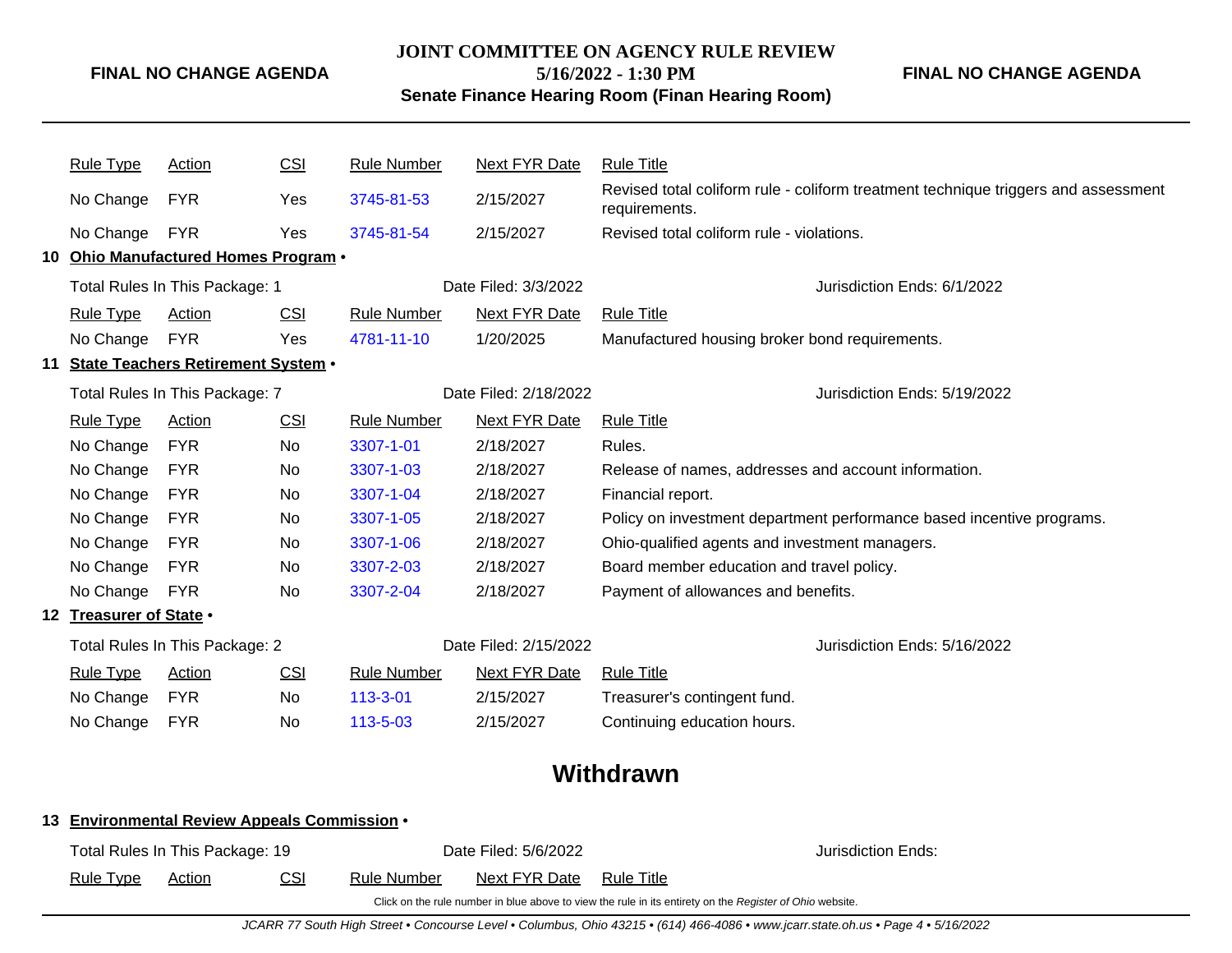| Rule Type | Action | CSI | Rule Number | Next FYR Date | Rule Title |
|---|---|---|---|---|---|
| No Change | FYR | Yes | 3745-81-53 | 2/15/2027 | Revised total coliform rule - coliform treatment technique triggers and assessment requirements. |
| No Change | FYR | Yes | 3745-81-54 | 2/15/2027 | Revised total coliform rule - violations. |

## 10 Ohio Manufactured Homes Program •

Total Rules In This Package: 1 | Date Filed: 3/3/2022 | Jurisdiction Ends: 6/1/2022

| Rule Type | Action | CSI | Rule Number | Next FYR Date | Rule Title |
|---|---|---|---|---|---|
| No Change | FYR | Yes | 4781-11-10 | 1/20/2025 | Manufactured housing broker bond requirements. |

## 11 State Teachers Retirement System •

Total Rules In This Package: 7 | Date Filed: 2/18/2022 | Jurisdiction Ends: 5/19/2022

| Rule Type | Action | CSI | Rule Number | Next FYR Date | Rule Title |
|---|---|---|---|---|---|
| No Change | FYR | No | 3307-1-01 | 2/18/2027 | Rules. |
| No Change | FYR | No | 3307-1-03 | 2/18/2027 | Release of names, addresses and account information. |
| No Change | FYR | No | 3307-1-04 | 2/18/2027 | Financial report. |
| No Change | FYR | No | 3307-1-05 | 2/18/2027 | Policy on investment department performance based incentive programs. |
| No Change | FYR | No | 3307-1-06 | 2/18/2027 | Ohio-qualified agents and investment managers. |
| No Change | FYR | No | 3307-2-03 | 2/18/2027 | Board member education and travel policy. |
| No Change | FYR | No | 3307-2-04 | 2/18/2027 | Payment of allowances and benefits. |

## 12 Treasurer of State •

Total Rules In This Package: 2 | Date Filed: 2/15/2022 | Jurisdiction Ends: 5/16/2022

| Rule Type | Action | CSI | Rule Number | Next FYR Date | Rule Title |
|---|---|---|---|---|---|
| No Change | FYR | No | 113-3-01 | 2/15/2027 | Treasurer's contingent fund. |
| No Change | FYR | No | 113-5-03 | 2/15/2027 | Continuing education hours. |

# Withdrawn

## 13 Environmental Review Appeals Commission •

Total Rules In This Package: 19 | Date Filed: 5/6/2022 | Jurisdiction Ends:

| Rule Type | Action | CSI | Rule Number | Next FYR Date | Rule Title |
|---|---|---|---|---|---|

Click on the rule number in blue above to view the rule in its entirety on the *Register of Ohio* website.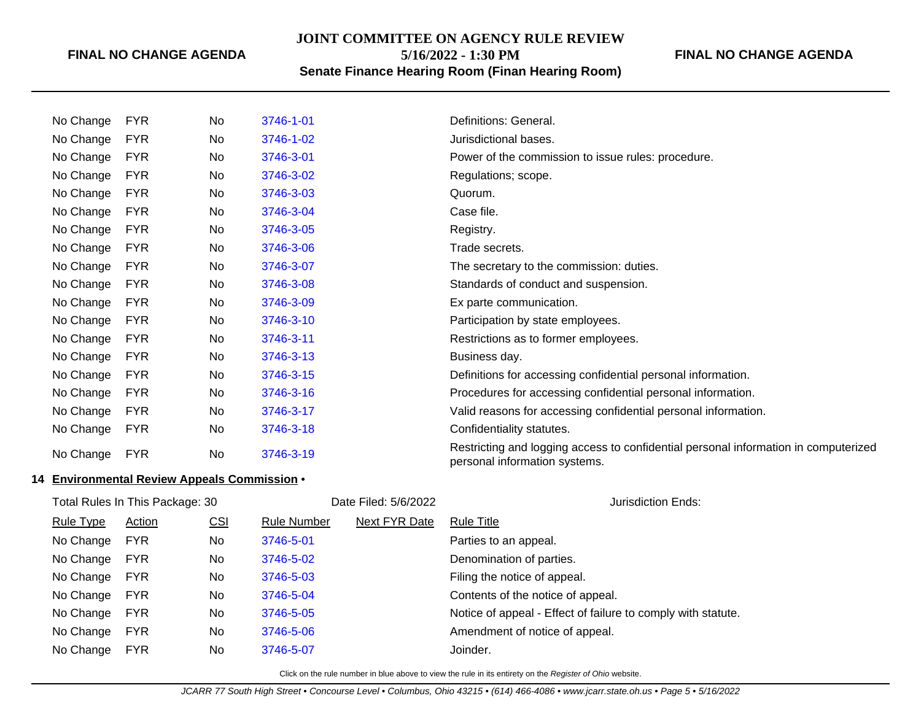| Rule Type | Action | CSI | Rule Number | Next FYR Date | Rule Title |
|---|---|---|---|---|---|
| No Change | FYR | No | 3746-1-01 | | Definitions: General. |
| No Change | FYR | No | 3746-1-02 | | Jurisdictional bases. |
| No Change | FYR | No | 3746-3-01 | | Power of the commission to issue rules: procedure. |
| No Change | FYR | No | 3746-3-02 | | Regulations; scope. |
| No Change | FYR | No | 3746-3-03 | | Quorum. |
| No Change | FYR | No | 3746-3-04 | | Case file. |
| No Change | FYR | No | 3746-3-05 | | Registry. |
| No Change | FYR | No | 3746-3-06 | | Trade secrets. |
| No Change | FYR | No | 3746-3-07 | | The secretary to the commission: duties. |
| No Change | FYR | No | 3746-3-08 | | Standards of conduct and suspension. |
| No Change | FYR | No | 3746-3-09 | | Ex parte communication. |
| No Change | FYR | No | 3746-3-10 | | Participation by state employees. |
| No Change | FYR | No | 3746-3-11 | | Restrictions as to former employees. |
| No Change | FYR | No | 3746-3-13 | | Business day. |
| No Change | FYR | No | 3746-3-15 | | Definitions for accessing confidential personal information. |
| No Change | FYR | No | 3746-3-16 | | Procedures for accessing confidential personal information. |
| No Change | FYR | No | 3746-3-17 | | Valid reasons for accessing confidential personal information. |
| No Change | FYR | No | 3746-3-18 | | Confidentiality statutes. |
| No Change | FYR | No | 3746-3-19 | | Restricting and logging access to confidential personal information in computerized personal information systems. |

**14 Environmental Review Appeals Commission •**

Total Rules In This Package: 30 | Date Filed: 5/6/2022 | Jurisdiction Ends:

| Rule Type | Action | CSI | Rule Number | Next FYR Date | Rule Title |
|---|---|---|---|---|---|
| No Change | FYR | No | 3746-5-01 | | Parties to an appeal. |
| No Change | FYR | No | 3746-5-02 | | Denomination of parties. |
| No Change | FYR | No | 3746-5-03 | | Filing the notice of appeal. |
| No Change | FYR | No | 3746-5-04 | | Contents of the notice of appeal. |
| No Change | FYR | No | 3746-5-05 | | Notice of appeal - Effect of failure to comply with statute. |
| No Change | FYR | No | 3746-5-06 | | Amendment of notice of appeal. |
| No Change | FYR | No | 3746-5-07 | | Joinder. |

Click on the rule number in blue above to view the rule in its entirety on the *Register of Ohio* website.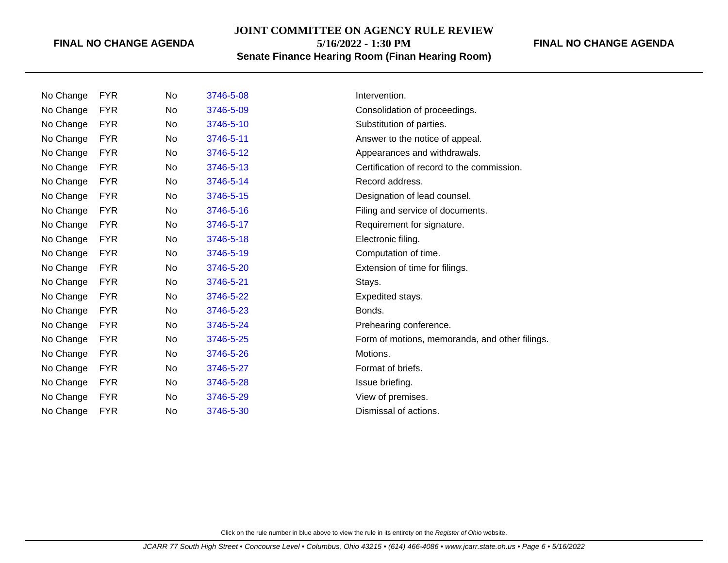| | | | | |
|---|---|---|---|---|
| No Change | FYR | No | 3746-5-08 | Intervention. |
| No Change | FYR | No | 3746-5-09 | Consolidation of proceedings. |
| No Change | FYR | No | 3746-5-10 | Substitution of parties. |
| No Change | FYR | No | 3746-5-11 | Answer to the notice of appeal. |
| No Change | FYR | No | 3746-5-12 | Appearances and withdrawals. |
| No Change | FYR | No | 3746-5-13 | Certification of record to the commission. |
| No Change | FYR | No | 3746-5-14 | Record address. |
| No Change | FYR | No | 3746-5-15 | Designation of lead counsel. |
| No Change | FYR | No | 3746-5-16 | Filing and service of documents. |
| No Change | FYR | No | 3746-5-17 | Requirement for signature. |
| No Change | FYR | No | 3746-5-18 | Electronic filing. |
| No Change | FYR | No | 3746-5-19 | Computation of time. |
| No Change | FYR | No | 3746-5-20 | Extension of time for filings. |
| No Change | FYR | No | 3746-5-21 | Stays. |
| No Change | FYR | No | 3746-5-22 | Expedited stays. |
| No Change | FYR | No | 3746-5-23 | Bonds. |
| No Change | FYR | No | 3746-5-24 | Prehearing conference. |
| No Change | FYR | No | 3746-5-25 | Form of motions, memoranda, and other filings. |
| No Change | FYR | No | 3746-5-26 | Motions. |
| No Change | FYR | No | 3746-5-27 | Format of briefs. |
| No Change | FYR | No | 3746-5-28 | Issue briefing. |
| No Change | FYR | No | 3746-5-29 | View of premises. |
| No Change | FYR | No | 3746-5-30 | Dismissal of actions. |

Click on the rule number in blue above to view the rule in its entirety on the *Register of Ohio* website.